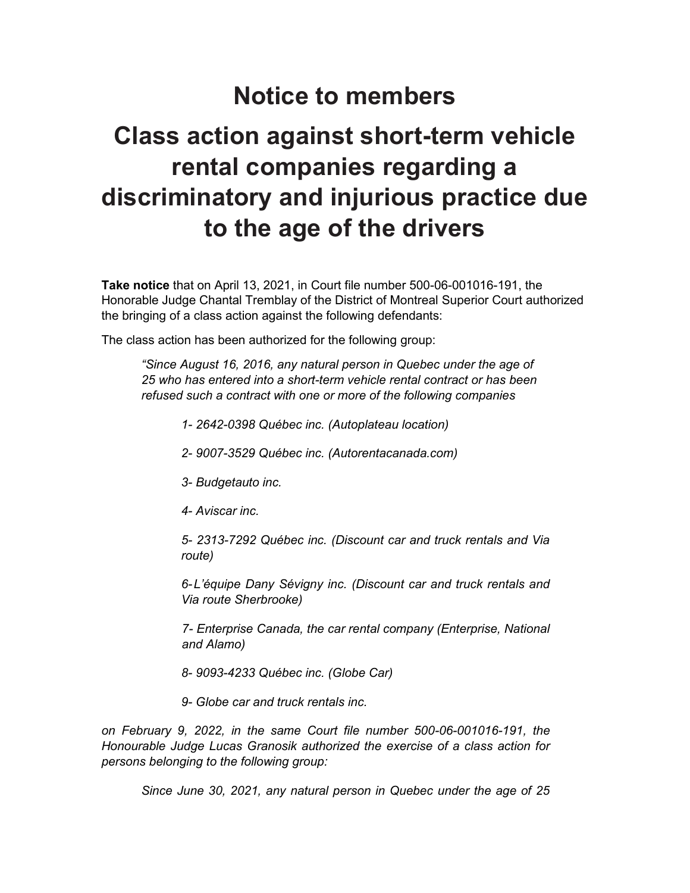# Notice to members

# Class action against short-term vehicle rental companies regarding a discriminatory and injurious practice due to the age of the drivers

**Take notice** that on April 13, 2021, in Court file number 500-06-001016-191, the Honorable Judge Chantal Tremblay of the District of Montreal Superior Court authorized the bringing of a class action against the following defendants:

The class action has been authorized for the following group:

> *"Since August 16, 2016, any natural person in Quebec under the age of 25 who has entered into a short-term vehicle rental contract or has been refused such a contract with one or more of the following companies*
>
> *1- 2642-0398 Québec inc. (Autoplateau location)*
>
> *2- 9007-3529 Québec inc. (Autorentacanada.com)*
>
> *3- Budgetauto inc.*
>
> *4- Aviscar inc.*
>
> *5- 2313-7292 Québec inc. (Discount car and truck rentals and Via route)*
>
> *6- L'équipe Dany Sévigny inc. (Discount car and truck rentals and Via route Sherbrooke)*
>
> *7- Enterprise Canada, the car rental company (Enterprise, National and Alamo)*
>
> *8- 9093-4233 Québec inc. (Globe Car)*
>
> *9- Globe car and truck rentals inc.*

*on February 9, 2022, in the same Court file number 500-06-001016-191, the Honourable Judge Lucas Granosik authorized the exercise of a class action for persons belonging to the following group:*

> *Since June 30, 2021, any natural person in Quebec under the age of 25*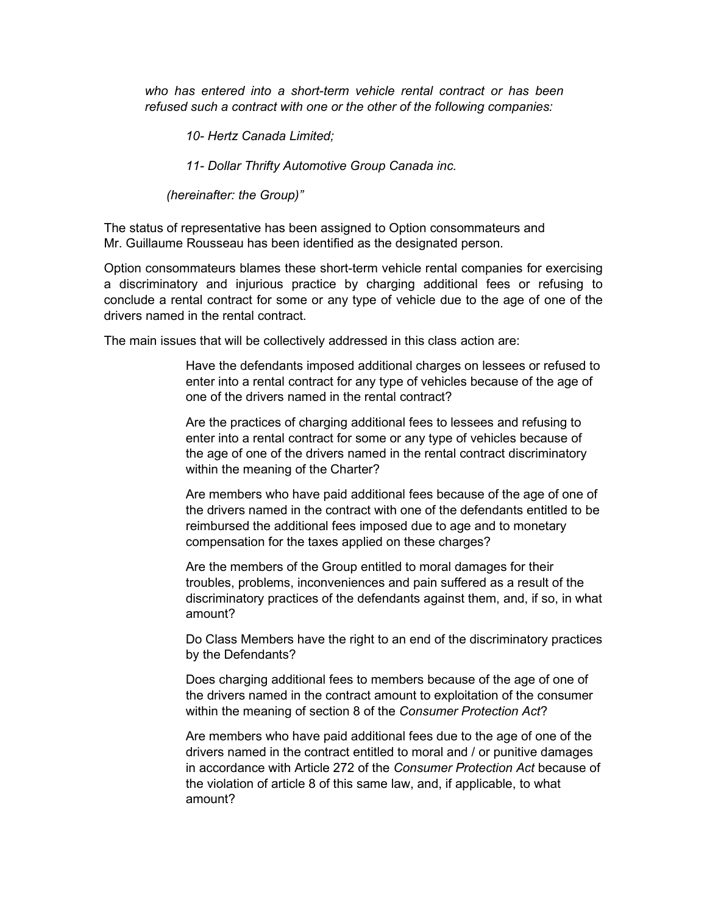*who has entered into a short-term vehicle rental contract or has been refused such a contract with one or the other of the following companies:*

*10- Hertz Canada Limited;*

*11- Dollar Thrifty Automotive Group Canada inc.*

*(hereinafter: the Group)"*

The status of representative has been assigned to Option consommateurs and Mr. Guillaume Rousseau has been identified as the designated person.

Option consommateurs blames these short-term vehicle rental companies for exercising a discriminatory and injurious practice by charging additional fees or refusing to conclude a rental contract for some or any type of vehicle due to the age of one of the drivers named in the rental contract.

The main issues that will be collectively addressed in this class action are:

> Have the defendants imposed additional charges on lessees or refused to enter into a rental contract for any type of vehicles because of the age of one of the drivers named in the rental contract?
>
> Are the practices of charging additional fees to lessees and refusing to enter into a rental contract for some or any type of vehicles because of the age of one of the drivers named in the rental contract discriminatory within the meaning of the Charter?
>
> Are members who have paid additional fees because of the age of one of the drivers named in the contract with one of the defendants entitled to be reimbursed the additional fees imposed due to age and to monetary compensation for the taxes applied on these charges?
>
> Are the members of the Group entitled to moral damages for their troubles, problems, inconveniences and pain suffered as a result of the discriminatory practices of the defendants against them, and, if so, in what amount?
>
> Do Class Members have the right to an end of the discriminatory practices by the Defendants?
>
> Does charging additional fees to members because of the age of one of the drivers named in the contract amount to exploitation of the consumer within the meaning of section 8 of the *Consumer Protection Act*?
>
> Are members who have paid additional fees due to the age of one of the drivers named in the contract entitled to moral and / or punitive damages in accordance with Article 272 of the *Consumer Protection Act* because of the violation of article 8 of this same law, and, if applicable, to what amount?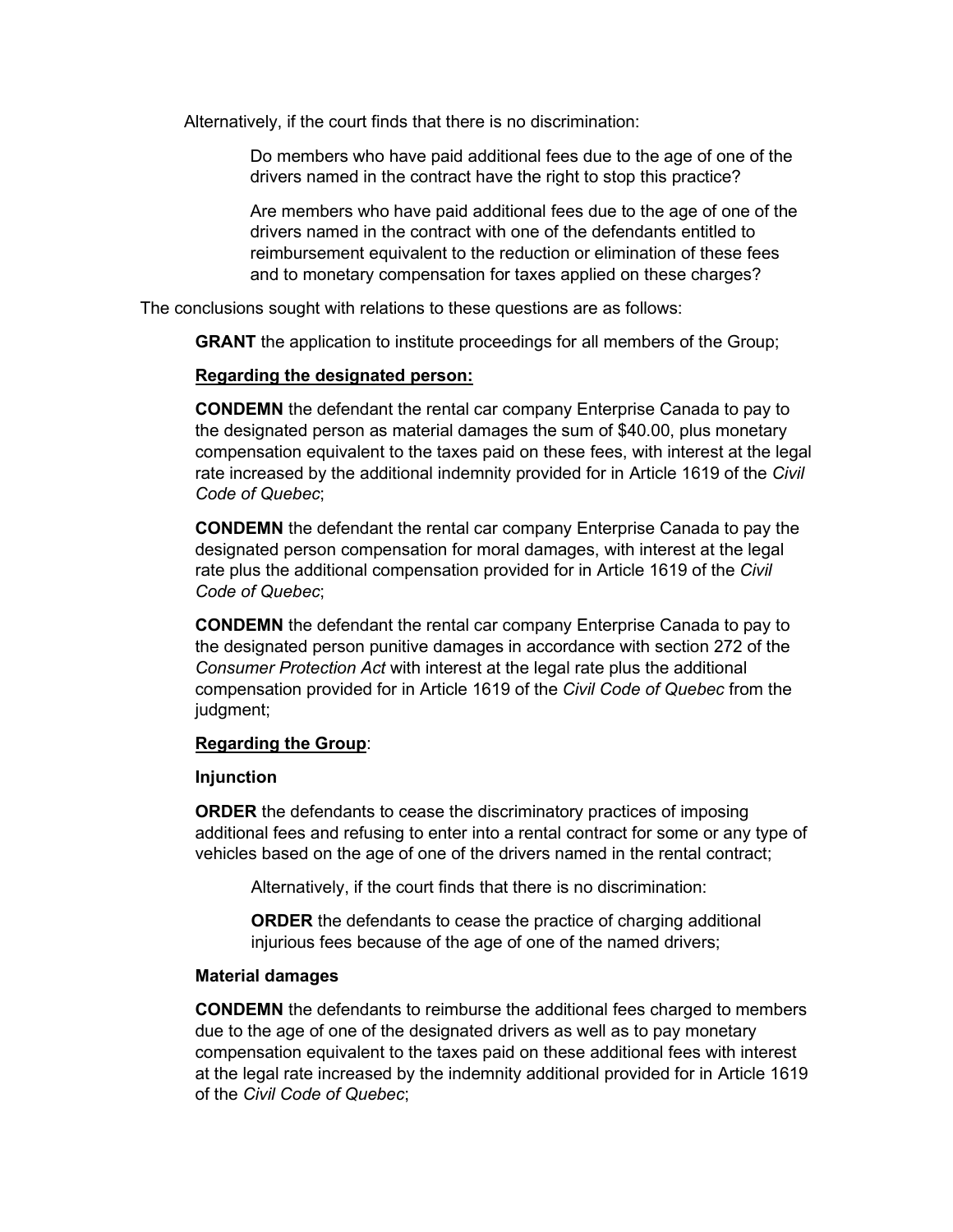Alternatively, if the court finds that there is no discrimination:

> Do members who have paid additional fees due to the age of one of the drivers named in the contract have the right to stop this practice?
>
> Are members who have paid additional fees due to the age of one of the drivers named in the contract with one of the defendants entitled to reimbursement equivalent to the reduction or elimination of these fees and to monetary compensation for taxes applied on these charges?

The conclusions sought with relations to these questions are as follows:

**GRANT** the application to institute proceedings for all members of the Group;

**Regarding the designated person:**

**CONDEMN** the defendant the rental car company Enterprise Canada to pay to the designated person as material damages the sum of $40.00, plus monetary compensation equivalent to the taxes paid on these fees, with interest at the legal rate increased by the additional indemnity provided for in Article 1619 of the *Civil Code of Quebec*;

**CONDEMN** the defendant the rental car company Enterprise Canada to pay the designated person compensation for moral damages, with interest at the legal rate plus the additional compensation provided for in Article 1619 of the *Civil Code of Quebec*;

**CONDEMN** the defendant the rental car company Enterprise Canada to pay to the designated person punitive damages in accordance with section 272 of the *Consumer Protection Act* with interest at the legal rate plus the additional compensation provided for in Article 1619 of the *Civil Code of Quebec* from the judgment;

**Regarding the Group:**

**Injunction**

**ORDER** the defendants to cease the discriminatory practices of imposing additional fees and refusing to enter into a rental contract for some or any type of vehicles based on the age of one of the drivers named in the rental contract;

> Alternatively, if the court finds that there is no discrimination:
>
> **ORDER** the defendants to cease the practice of charging additional injurious fees because of the age of one of the named drivers;

**Material damages**

**CONDEMN** the defendants to reimburse the additional fees charged to members due to the age of one of the designated drivers as well as to pay monetary compensation equivalent to the taxes paid on these additional fees with interest at the legal rate increased by the indemnity additional provided for in Article 1619 of the *Civil Code of Quebec*;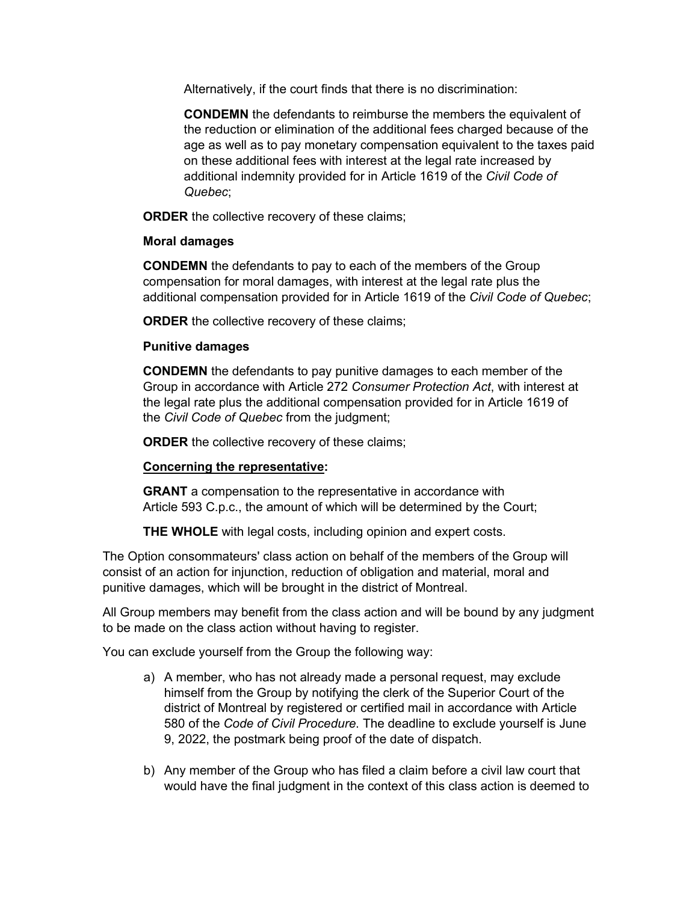Alternatively, if the court finds that there is no discrimination:

**CONDEMN** the defendants to reimburse the members the equivalent of the reduction or elimination of the additional fees charged because of the age as well as to pay monetary compensation equivalent to the taxes paid on these additional fees with interest at the legal rate increased by additional indemnity provided for in Article 1619 of the *Civil Code of Quebec*;

**ORDER** the collective recovery of these claims;

**Moral damages**

**CONDEMN** the defendants to pay to each of the members of the Group compensation for moral damages, with interest at the legal rate plus the additional compensation provided for in Article 1619 of the *Civil Code of Quebec*;

**ORDER** the collective recovery of these claims;

**Punitive damages**

**CONDEMN** the defendants to pay punitive damages to each member of the Group in accordance with Article 272 *Consumer Protection Act*, with interest at the legal rate plus the additional compensation provided for in Article 1619 of the *Civil Code of Quebec* from the judgment;

**ORDER** the collective recovery of these claims;

**<u>Concerning the representative</u>:**

**GRANT** a compensation to the representative in accordance with Article 593 C.p.c., the amount of which will be determined by the Court;

**THE WHOLE** with legal costs, including opinion and expert costs.

The Option consommateurs' class action on behalf of the members of the Group will consist of an action for injunction, reduction of obligation and material, moral and punitive damages, which will be brought in the district of Montreal.

All Group members may benefit from the class action and will be bound by any judgment to be made on the class action without having to register.

You can exclude yourself from the Group the following way:

a) A member, who has not already made a personal request, may exclude himself from the Group by notifying the clerk of the Superior Court of the district of Montreal by registered or certified mail in accordance with Article 580 of the *Code of Civil Procedure*. The deadline to exclude yourself is June 9, 2022, the postmark being proof of the date of dispatch.

b) Any member of the Group who has filed a claim before a civil law court that would have the final judgment in the context of this class action is deemed to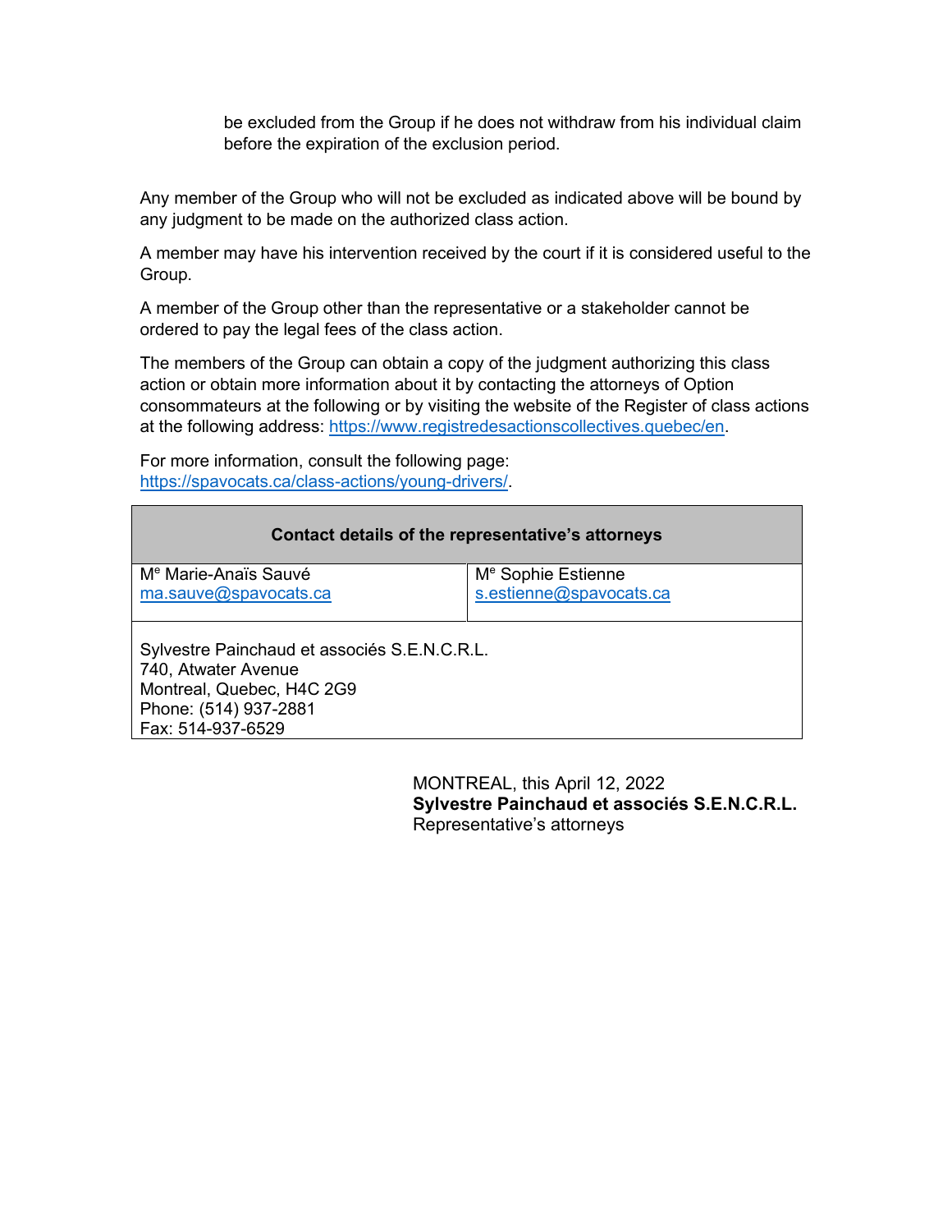be excluded from the Group if he does not withdraw from his individual claim before the expiration of the exclusion period.

Any member of the Group who will not be excluded as indicated above will be bound by any judgment to be made on the authorized class action.

A member may have his intervention received by the court if it is considered useful to the Group.

A member of the Group other than the representative or a stakeholder cannot be ordered to pay the legal fees of the class action.

The members of the Group can obtain a copy of the judgment authorizing this class action or obtain more information about it by contacting the attorneys of Option consommateurs at the following or by visiting the website of the Register of class actions at the following address: https://www.registredesactionscollectives.quebec/en.

For more information, consult the following page: https://spavocats.ca/class-actions/young-drivers/.

| **Contact details of the representative's attorneys** | |
|---|---|
| Me Marie-Anaïs Sauvé<br>ma.sauve@spavocats.ca | Me Sophie Estienne<br>s.estienne@spavocats.ca |
| Sylvestre Painchaud et associés S.E.N.C.R.L.<br>740, Atwater Avenue<br>Montreal, Quebec, H4C 2G9<br>Phone: (514) 937-2881<br>Fax: 514-937-6529 | |

MONTREAL, this April 12, 2022
**Sylvestre Painchaud et associés S.E.N.C.R.L.**
Representative's attorneys